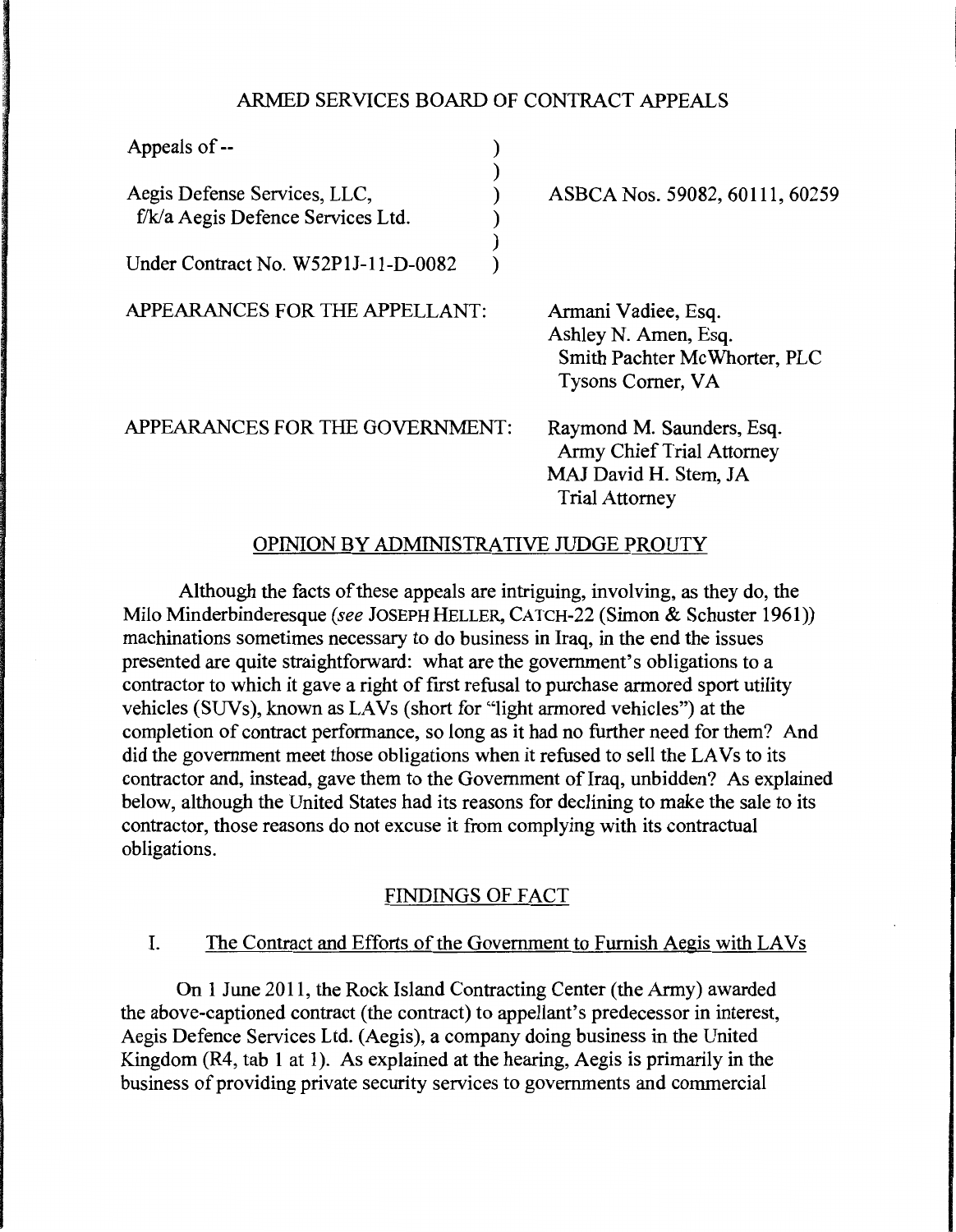# ARMED SERVICES BOARD OF CONTRACT APPEALS

| | | |
|---|---|---|
| Appeals of -- | ) | |
| | ) | |
| Aegis Defense Services, LLC, | ) | ASBCA Nos. 59082, 60111, 60259 |
| f/k/a Aegis Defence Services Ltd. | ) | |
| | ) | |
| Under Contract No. W52P1J-11-D-0082 | ) | |

APPEARANCES FOR THE APPELLANT:

Armani Vadiee, Esq.
Ashley N. Amen, Esq.
Smith Pachter McWhorter, PLC
Tysons Corner, VA

APPEARANCES FOR THE GOVERNMENT:

Raymond M. Saunders, Esq.
Army Chief Trial Attorney
MAJ David H. Stern, JA
Trial Attorney

## OPINION BY ADMINISTRATIVE JUDGE PROUTY

Although the facts of these appeals are intriguing, involving, as they do, the Milo Minderbinderesque (*see* JOSEPH HELLER, CATCH-22 (Simon & Schuster 1961)) machinations sometimes necessary to do business in Iraq, in the end the issues presented are quite straightforward: what are the government's obligations to a contractor to which it gave a right of first refusal to purchase armored sport utility vehicles (SUVs), known as LAVs (short for "light armored vehicles") at the completion of contract performance, so long as it had no further need for them? And did the government meet those obligations when it refused to sell the LAVs to its contractor and, instead, gave them to the Government of Iraq, unbidden? As explained below, although the United States had its reasons for declining to make the sale to its contractor, those reasons do not excuse it from complying with its contractual obligations.

## FINDINGS OF FACT

### I. The Contract and Efforts of the Government to Furnish Aegis with LAVs

On 1 June 2011, the Rock Island Contracting Center (the Army) awarded the above-captioned contract (the contract) to appellant's predecessor in interest, Aegis Defence Services Ltd. (Aegis), a company doing business in the United Kingdom (R4, tab 1 at 1). As explained at the hearing, Aegis is primarily in the business of providing private security services to governments and commercial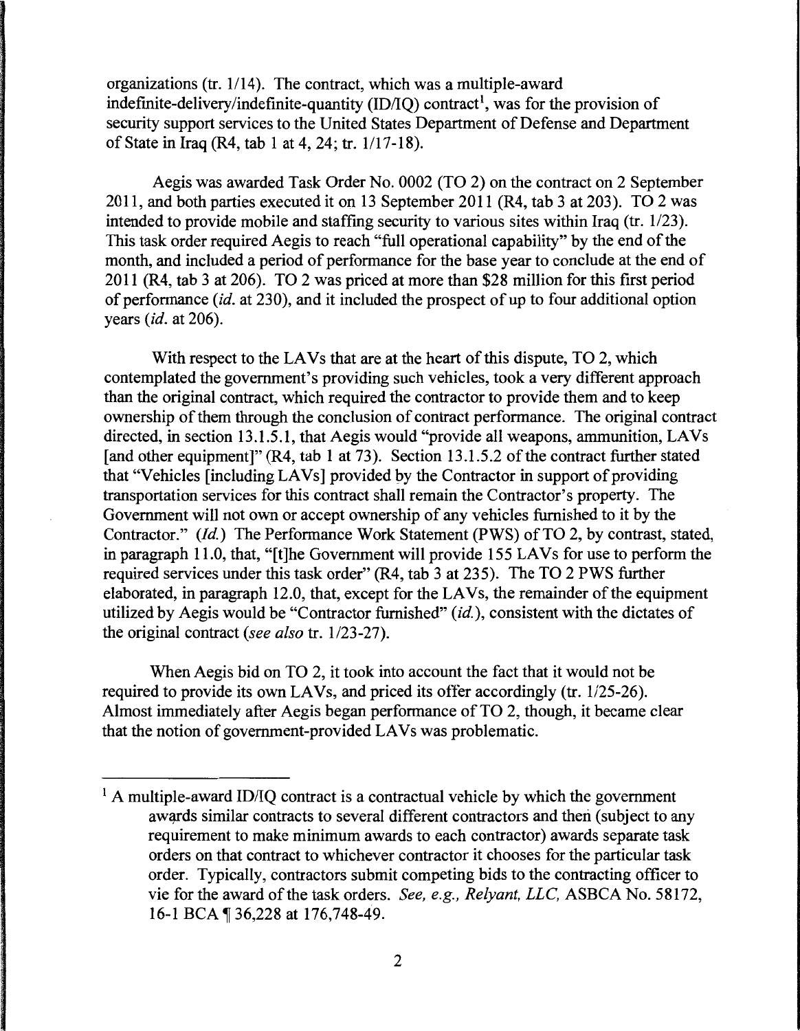organizations (tr. 1/14). The contract, which was a multiple-award indefinite-delivery/indefinite-quantity (ID/IQ) contract[1], was for the provision of security support services to the United States Department of Defense and Department of State in Iraq (R4, tab 1 at 4, 24; tr. 1/17-18).

Aegis was awarded Task Order No. 0002 (TO 2) on the contract on 2 September 2011, and both parties executed it on 13 September 2011 (R4, tab 3 at 203). TO 2 was intended to provide mobile and staffing security to various sites within Iraq (tr. 1/23). This task order required Aegis to reach "full operational capability" by the end of the month, and included a period of performance for the base year to conclude at the end of 2011 (R4, tab 3 at 206). TO 2 was priced at more than $28 million for this first period of performance (*id.* at 230), and it included the prospect of up to four additional option years (*id.* at 206).

With respect to the LAVs that are at the heart of this dispute, TO 2, which contemplated the government's providing such vehicles, took a very different approach than the original contract, which required the contractor to provide them and to keep ownership of them through the conclusion of contract performance. The original contract directed, in section 13.1.5.1, that Aegis would "provide all weapons, ammunition, LAVs [and other equipment]" (R4, tab 1 at 73). Section 13.1.5.2 of the contract further stated that "Vehicles [including LAVs] provided by the Contractor in support of providing transportation services for this contract shall remain the Contractor's property. The Government will not own or accept ownership of any vehicles furnished to it by the Contractor." (*Id.*) The Performance Work Statement (PWS) of TO 2, by contrast, stated, in paragraph 11.0, that, "[t]he Government will provide 155 LAVs for use to perform the required services under this task order" (R4, tab 3 at 235). The TO 2 PWS further elaborated, in paragraph 12.0, that, except for the LAVs, the remainder of the equipment utilized by Aegis would be "Contractor furnished" (*id.*), consistent with the dictates of the original contract (*see also* tr. 1/23-27).

When Aegis bid on TO 2, it took into account the fact that it would not be required to provide its own LAVs, and priced its offer accordingly (tr. 1/25-26). Almost immediately after Aegis began performance of TO 2, though, it became clear that the notion of government-provided LAVs was problematic.

---

[1] A multiple-award ID/IQ contract is a contractual vehicle by which the government awards similar contracts to several different contractors and then (subject to any requirement to make minimum awards to each contractor) awards separate task orders on that contract to whichever contractor it chooses for the particular task order. Typically, contractors submit competing bids to the contracting officer to vie for the award of the task orders. *See, e.g., Relyant, LLC,* ASBCA No. 58172, 16-1 BCA ¶ 36,228 at 176,748-49.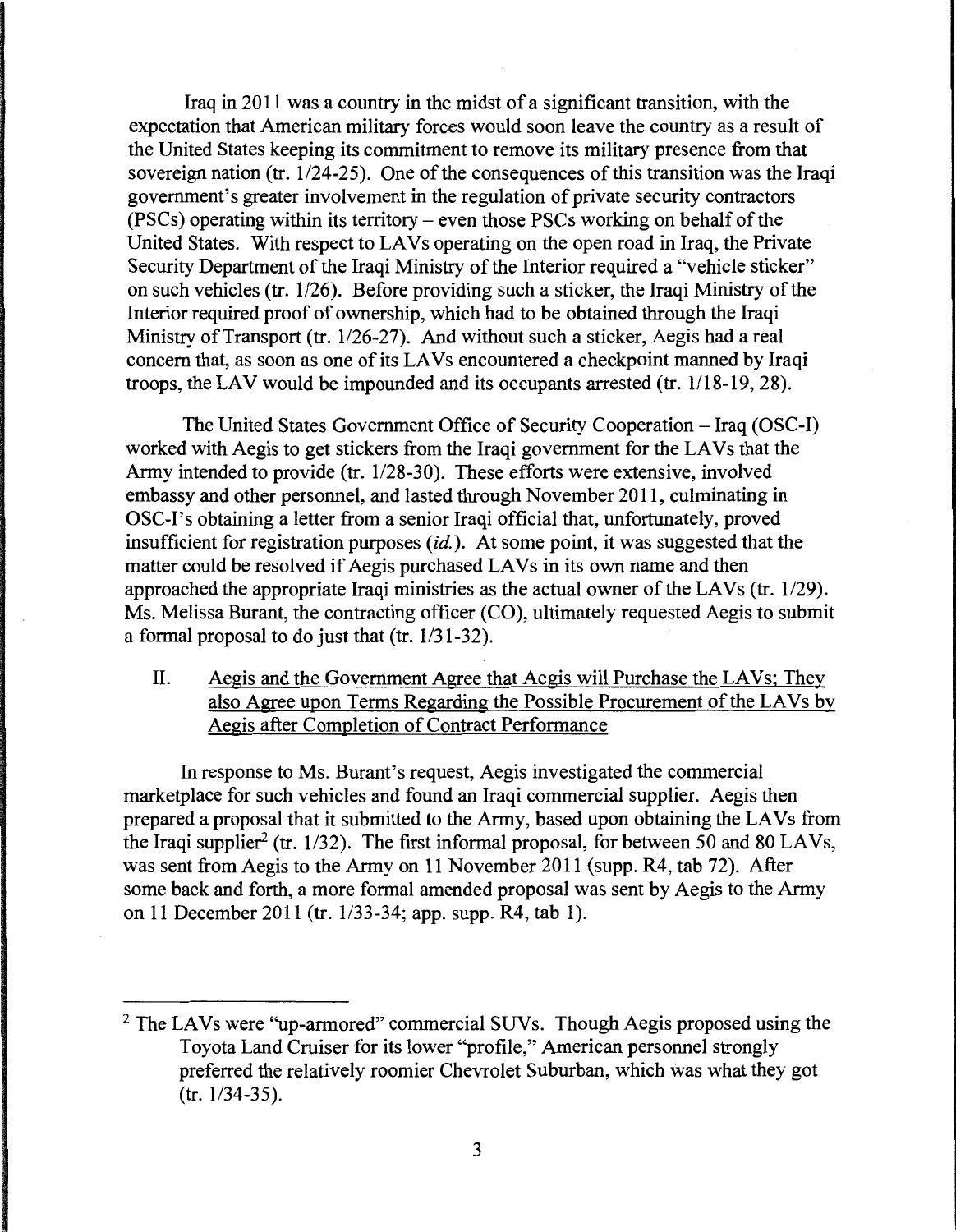Iraq in 2011 was a country in the midst of a significant transition, with the expectation that American military forces would soon leave the country as a result of the United States keeping its commitment to remove its military presence from that sovereign nation (tr. 1/24-25). One of the consequences of this transition was the Iraqi government's greater involvement in the regulation of private security contractors (PSCs) operating within its territory – even those PSCs working on behalf of the United States. With respect to LAVs operating on the open road in Iraq, the Private Security Department of the Iraqi Ministry of the Interior required a "vehicle sticker" on such vehicles (tr. 1/26). Before providing such a sticker, the Iraqi Ministry of the Interior required proof of ownership, which had to be obtained through the Iraqi Ministry of Transport (tr. 1/26-27). And without such a sticker, Aegis had a real concern that, as soon as one of its LAVs encountered a checkpoint manned by Iraqi troops, the LAV would be impounded and its occupants arrested (tr. 1/18-19, 28).

The United States Government Office of Security Cooperation – Iraq (OSC-I) worked with Aegis to get stickers from the Iraqi government for the LAVs that the Army intended to provide (tr. 1/28-30). These efforts were extensive, involved embassy and other personnel, and lasted through November 2011, culminating in OSC-I's obtaining a letter from a senior Iraqi official that, unfortunately, proved insufficient for registration purposes (*id.*). At some point, it was suggested that the matter could be resolved if Aegis purchased LAVs in its own name and then approached the appropriate Iraqi ministries as the actual owner of the LAVs (tr. 1/29). Ms. Melissa Burant, the contracting officer (CO), ultimately requested Aegis to submit a formal proposal to do just that (tr. 1/31-32).

## II. Aegis and the Government Agree that Aegis will Purchase the LAVs; They also Agree upon Terms Regarding the Possible Procurement of the LAVs by Aegis after Completion of Contract Performance

In response to Ms. Burant's request, Aegis investigated the commercial marketplace for such vehicles and found an Iraqi commercial supplier. Aegis then prepared a proposal that it submitted to the Army, based upon obtaining the LAVs from the Iraqi supplier[2] (tr. 1/32). The first informal proposal, for between 50 and 80 LAVs, was sent from Aegis to the Army on 11 November 2011 (supp. R4, tab 72). After some back and forth, a more formal amended proposal was sent by Aegis to the Army on 11 December 2011 (tr. 1/33-34; app. supp. R4, tab 1).

---

[2] The LAVs were "up-armored" commercial SUVs. Though Aegis proposed using the Toyota Land Cruiser for its lower "profile," American personnel strongly preferred the relatively roomier Chevrolet Suburban, which was what they got (tr. 1/34-35).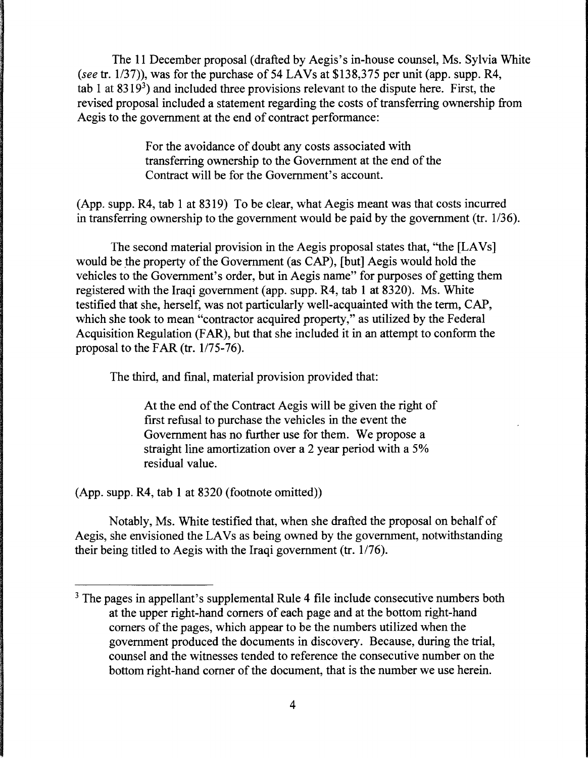The 11 December proposal (drafted by Aegis's in-house counsel, Ms. Sylvia White (*see* tr. 1/37)), was for the purchase of 54 LAVs at $138,375 per unit (app. supp. R4, tab 1 at 8319[3]) and included three provisions relevant to the dispute here. First, the revised proposal included a statement regarding the costs of transferring ownership from Aegis to the government at the end of contract performance:

> For the avoidance of doubt any costs associated with transferring ownership to the Government at the end of the Contract will be for the Government's account.

(App. supp. R4, tab 1 at 8319) To be clear, what Aegis meant was that costs incurred in transferring ownership to the government would be paid by the government (tr. 1/36).

The second material provision in the Aegis proposal states that, "the [LAVs] would be the property of the Government (as CAP), [but] Aegis would hold the vehicles to the Government's order, but in Aegis name" for purposes of getting them registered with the Iraqi government (app. supp. R4, tab 1 at 8320). Ms. White testified that she, herself, was not particularly well-acquainted with the term, CAP, which she took to mean "contractor acquired property," as utilized by the Federal Acquisition Regulation (FAR), but that she included it in an attempt to conform the proposal to the FAR (tr. 1/75-76).

The third, and final, material provision provided that:

> At the end of the Contract Aegis will be given the right of first refusal to purchase the vehicles in the event the Government has no further use for them. We propose a straight line amortization over a 2 year period with a 5% residual value.

(App. supp. R4, tab 1 at 8320 (footnote omitted))

Notably, Ms. White testified that, when she drafted the proposal on behalf of Aegis, she envisioned the LAVs as being owned by the government, notwithstanding their being titled to Aegis with the Iraqi government (tr. 1/76).

---

[3] The pages in appellant's supplemental Rule 4 file include consecutive numbers both at the upper right-hand corners of each page and at the bottom right-hand corners of the pages, which appear to be the numbers utilized when the government produced the documents in discovery. Because, during the trial, counsel and the witnesses tended to reference the consecutive number on the bottom right-hand corner of the document, that is the number we use herein.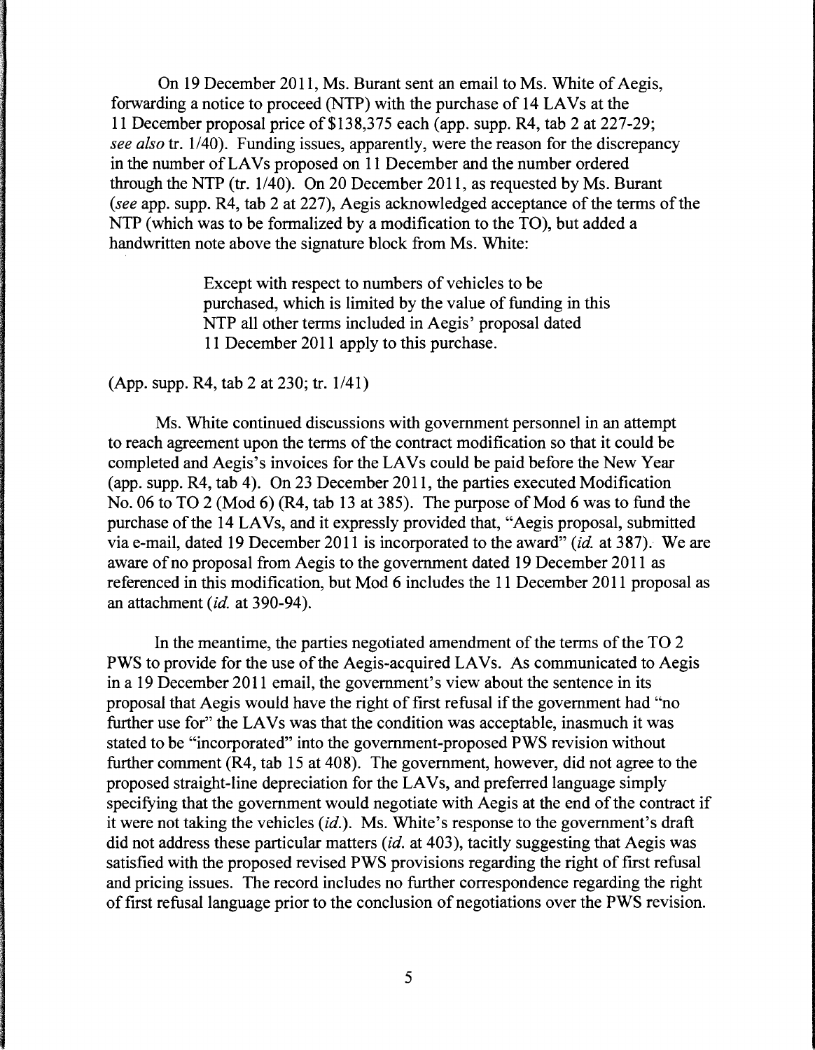On 19 December 2011, Ms. Burant sent an email to Ms. White of Aegis, forwarding a notice to proceed (NTP) with the purchase of 14 LAVs at the 11 December proposal price of $138,375 each (app. supp. R4, tab 2 at 227-29; *see also* tr. 1/40). Funding issues, apparently, were the reason for the discrepancy in the number of LAVs proposed on 11 December and the number ordered through the NTP (tr. 1/40). On 20 December 2011, as requested by Ms. Burant (*see* app. supp. R4, tab 2 at 227), Aegis acknowledged acceptance of the terms of the NTP (which was to be formalized by a modification to the TO), but added a handwritten note above the signature block from Ms. White:

> Except with respect to numbers of vehicles to be purchased, which is limited by the value of funding in this NTP all other terms included in Aegis' proposal dated 11 December 2011 apply to this purchase.

(App. supp. R4, tab 2 at 230; tr. 1/41)

Ms. White continued discussions with government personnel in an attempt to reach agreement upon the terms of the contract modification so that it could be completed and Aegis's invoices for the LAVs could be paid before the New Year (app. supp. R4, tab 4). On 23 December 2011, the parties executed Modification No. 06 to TO 2 (Mod 6) (R4, tab 13 at 385). The purpose of Mod 6 was to fund the purchase of the 14 LAVs, and it expressly provided that, "Aegis proposal, submitted via e-mail, dated 19 December 2011 is incorporated to the award" (*id.* at 387). We are aware of no proposal from Aegis to the government dated 19 December 2011 as referenced in this modification, but Mod 6 includes the 11 December 2011 proposal as an attachment (*id.* at 390-94).

In the meantime, the parties negotiated amendment of the terms of the TO 2 PWS to provide for the use of the Aegis-acquired LAVs. As communicated to Aegis in a 19 December 2011 email, the government's view about the sentence in its proposal that Aegis would have the right of first refusal if the government had "no further use for" the LAVs was that the condition was acceptable, inasmuch it was stated to be "incorporated" into the government-proposed PWS revision without further comment (R4, tab 15 at 408). The government, however, did not agree to the proposed straight-line depreciation for the LAVs, and preferred language simply specifying that the government would negotiate with Aegis at the end of the contract if it were not taking the vehicles (*id.*). Ms. White's response to the government's draft did not address these particular matters (*id.* at 403), tacitly suggesting that Aegis was satisfied with the proposed revised PWS provisions regarding the right of first refusal and pricing issues. The record includes no further correspondence regarding the right of first refusal language prior to the conclusion of negotiations over the PWS revision.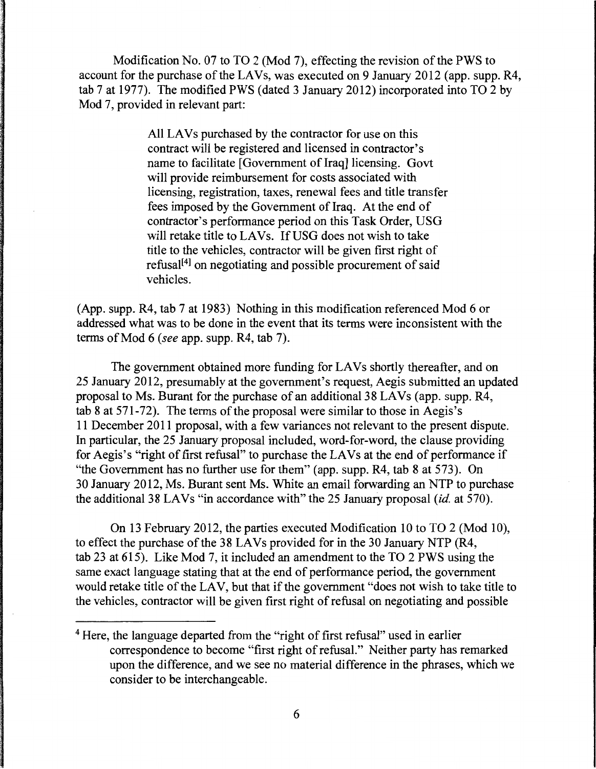Modification No. 07 to TO 2 (Mod 7), effecting the revision of the PWS to account for the purchase of the LAVs, was executed on 9 January 2012 (app. supp. R4, tab 7 at 1977). The modified PWS (dated 3 January 2012) incorporated into TO 2 by Mod 7, provided in relevant part:

> All LAVs purchased by the contractor for use on this contract will be registered and licensed in contractor's name to facilitate [Government of Iraq] licensing. Govt will provide reimbursement for costs associated with licensing, registration, taxes, renewal fees and title transfer fees imposed by the Government of Iraq. At the end of contractor's performance period on this Task Order, USG will retake title to LAVs. If USG does not wish to take title to the vehicles, contractor will be given first right of refusal[4] on negotiating and possible procurement of said vehicles.

(App. supp. R4, tab 7 at 1983) Nothing in this modification referenced Mod 6 or addressed what was to be done in the event that its terms were inconsistent with the terms of Mod 6 (*see* app. supp. R4, tab 7).

The government obtained more funding for LAVs shortly thereafter, and on 25 January 2012, presumably at the government's request, Aegis submitted an updated proposal to Ms. Burant for the purchase of an additional 38 LAVs (app. supp. R4, tab 8 at 571-72). The terms of the proposal were similar to those in Aegis's 11 December 2011 proposal, with a few variances not relevant to the present dispute. In particular, the 25 January proposal included, word-for-word, the clause providing for Aegis's "right of first refusal" to purchase the LAVs at the end of performance if "the Government has no further use for them" (app. supp. R4, tab 8 at 573). On 30 January 2012, Ms. Burant sent Ms. White an email forwarding an NTP to purchase the additional 38 LAVs "in accordance with" the 25 January proposal (*id.* at 570).

On 13 February 2012, the parties executed Modification 10 to TO 2 (Mod 10), to effect the purchase of the 38 LAVs provided for in the 30 January NTP (R4, tab 23 at 615). Like Mod 7, it included an amendment to the TO 2 PWS using the same exact language stating that at the end of performance period, the government would retake title of the LAV, but that if the government "does not wish to take title to the vehicles, contractor will be given first right of refusal on negotiating and possible

[4] Here, the language departed from the "right of first refusal" used in earlier correspondence to become "first right of refusal." Neither party has remarked upon the difference, and we see no material difference in the phrases, which we consider to be interchangeable.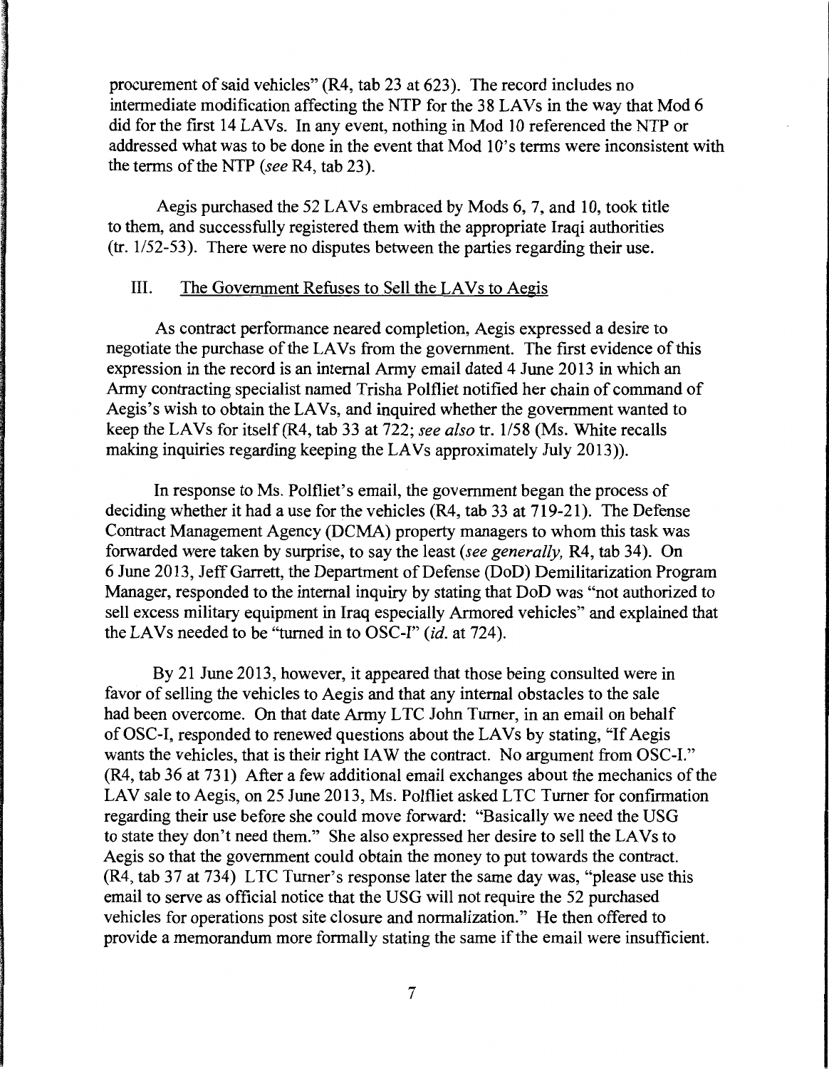procurement of said vehicles" (R4, tab 23 at 623). The record includes no intermediate modification affecting the NTP for the 38 LAVs in the way that Mod 6 did for the first 14 LAVs. In any event, nothing in Mod 10 referenced the NTP or addressed what was to be done in the event that Mod 10's terms were inconsistent with the terms of the NTP (*see* R4, tab 23).

Aegis purchased the 52 LAVs embraced by Mods 6, 7, and 10, took title to them, and successfully registered them with the appropriate Iraqi authorities (tr. 1/52-53). There were no disputes between the parties regarding their use.

## III. The Government Refuses to Sell the LAVs to Aegis

As contract performance neared completion, Aegis expressed a desire to negotiate the purchase of the LAVs from the government. The first evidence of this expression in the record is an internal Army email dated 4 June 2013 in which an Army contracting specialist named Trisha Polfliet notified her chain of command of Aegis's wish to obtain the LAVs, and inquired whether the government wanted to keep the LAVs for itself (R4, tab 33 at 722; *see also* tr. 1/58 (Ms. White recalls making inquiries regarding keeping the LAVs approximately July 2013)).

In response to Ms. Polfliet's email, the government began the process of deciding whether it had a use for the vehicles (R4, tab 33 at 719-21). The Defense Contract Management Agency (DCMA) property managers to whom this task was forwarded were taken by surprise, to say the least (*see generally,* R4, tab 34). On 6 June 2013, Jeff Garrett, the Department of Defense (DoD) Demilitarization Program Manager, responded to the internal inquiry by stating that DoD was "not authorized to sell excess military equipment in Iraq especially Armored vehicles" and explained that the LAVs needed to be "turned in to OSC-I" (*id.* at 724).

By 21 June 2013, however, it appeared that those being consulted were in favor of selling the vehicles to Aegis and that any internal obstacles to the sale had been overcome. On that date Army LTC John Turner, in an email on behalf of OSC-I, responded to renewed questions about the LAVs by stating, "If Aegis wants the vehicles, that is their right IAW the contract. No argument from OSC-I." (R4, tab 36 at 731) After a few additional email exchanges about the mechanics of the LAV sale to Aegis, on 25 June 2013, Ms. Polfliet asked LTC Turner for confirmation regarding their use before she could move forward: "Basically we need the USG to state they don't need them." She also expressed her desire to sell the LAVs to Aegis so that the government could obtain the money to put towards the contract. (R4, tab 37 at 734) LTC Turner's response later the same day was, "please use this email to serve as official notice that the USG will not require the 52 purchased vehicles for operations post site closure and normalization." He then offered to provide a memorandum more formally stating the same if the email were insufficient.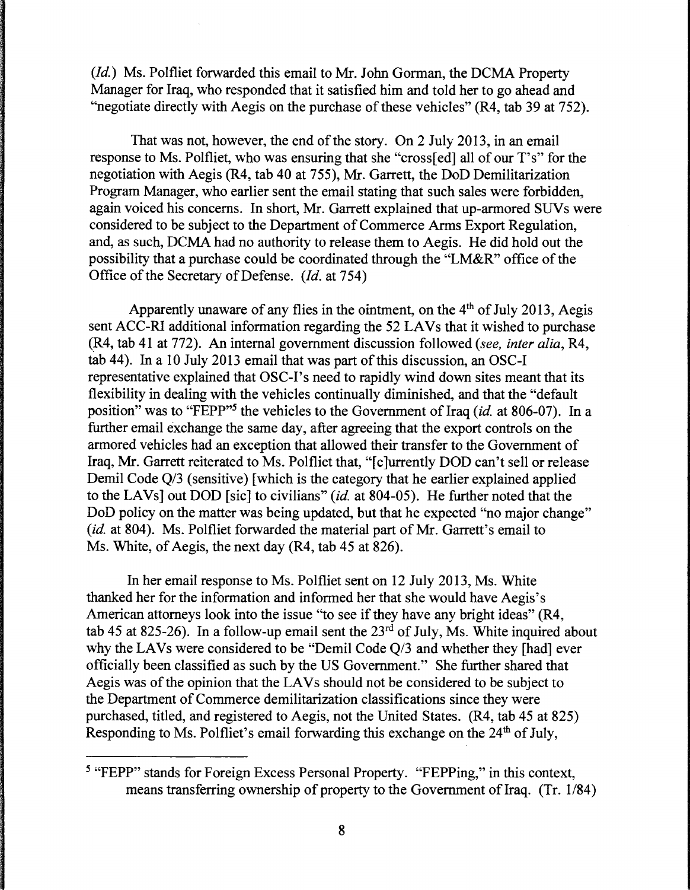(*Id.*) Ms. Polfliet forwarded this email to Mr. John Gorman, the DCMA Property Manager for Iraq, who responded that it satisfied him and told her to go ahead and "negotiate directly with Aegis on the purchase of these vehicles" (R4, tab 39 at 752).

That was not, however, the end of the story. On 2 July 2013, in an email response to Ms. Polfliet, who was ensuring that she "cross[ed] all of our T's" for the negotiation with Aegis (R4, tab 40 at 755), Mr. Garrett, the DoD Demilitarization Program Manager, who earlier sent the email stating that such sales were forbidden, again voiced his concerns. In short, Mr. Garrett explained that up-armored SUVs were considered to be subject to the Department of Commerce Arms Export Regulation, and, as such, DCMA had no authority to release them to Aegis. He did hold out the possibility that a purchase could be coordinated through the "LM&R" office of the Office of the Secretary of Defense. (*Id.* at 754)

Apparently unaware of any flies in the ointment, on the 4th of July 2013, Aegis sent ACC-RI additional information regarding the 52 LAVs that it wished to purchase (R4, tab 41 at 772). An internal government discussion followed (*see, inter alia*, R4, tab 44). In a 10 July 2013 email that was part of this discussion, an OSC-I representative explained that OSC-I's need to rapidly wind down sites meant that its flexibility in dealing with the vehicles continually diminished, and that the "default position" was to "FEPP"[5] the vehicles to the Government of Iraq (*id.* at 806-07). In a further email exchange the same day, after agreeing that the export controls on the armored vehicles had an exception that allowed their transfer to the Government of Iraq, Mr. Garrett reiterated to Ms. Polfliet that, "[c]urrently DOD can't sell or release Demil Code Q/3 (sensitive) [which is the category that he earlier explained applied to the LAVs] out DOD [sic] to civilians" (*id.* at 804-05). He further noted that the DoD policy on the matter was being updated, but that he expected "no major change" (*id.* at 804). Ms. Polfliet forwarded the material part of Mr. Garrett's email to Ms. White, of Aegis, the next day (R4, tab 45 at 826).

In her email response to Ms. Polfliet sent on 12 July 2013, Ms. White thanked her for the information and informed her that she would have Aegis's American attorneys look into the issue "to see if they have any bright ideas" (R4, tab 45 at 825-26). In a follow-up email sent the 23rd of July, Ms. White inquired about why the LAVs were considered to be "Demil Code Q/3 and whether they [had] ever officially been classified as such by the US Government." She further shared that Aegis was of the opinion that the LAVs should not be considered to be subject to the Department of Commerce demilitarization classifications since they were purchased, titled, and registered to Aegis, not the United States. (R4, tab 45 at 825) Responding to Ms. Polfliet's email forwarding this exchange on the 24th of July,

---

[5] "FEPP" stands for Foreign Excess Personal Property. "FEPPing," in this context, means transferring ownership of property to the Government of Iraq. (Tr. 1/84)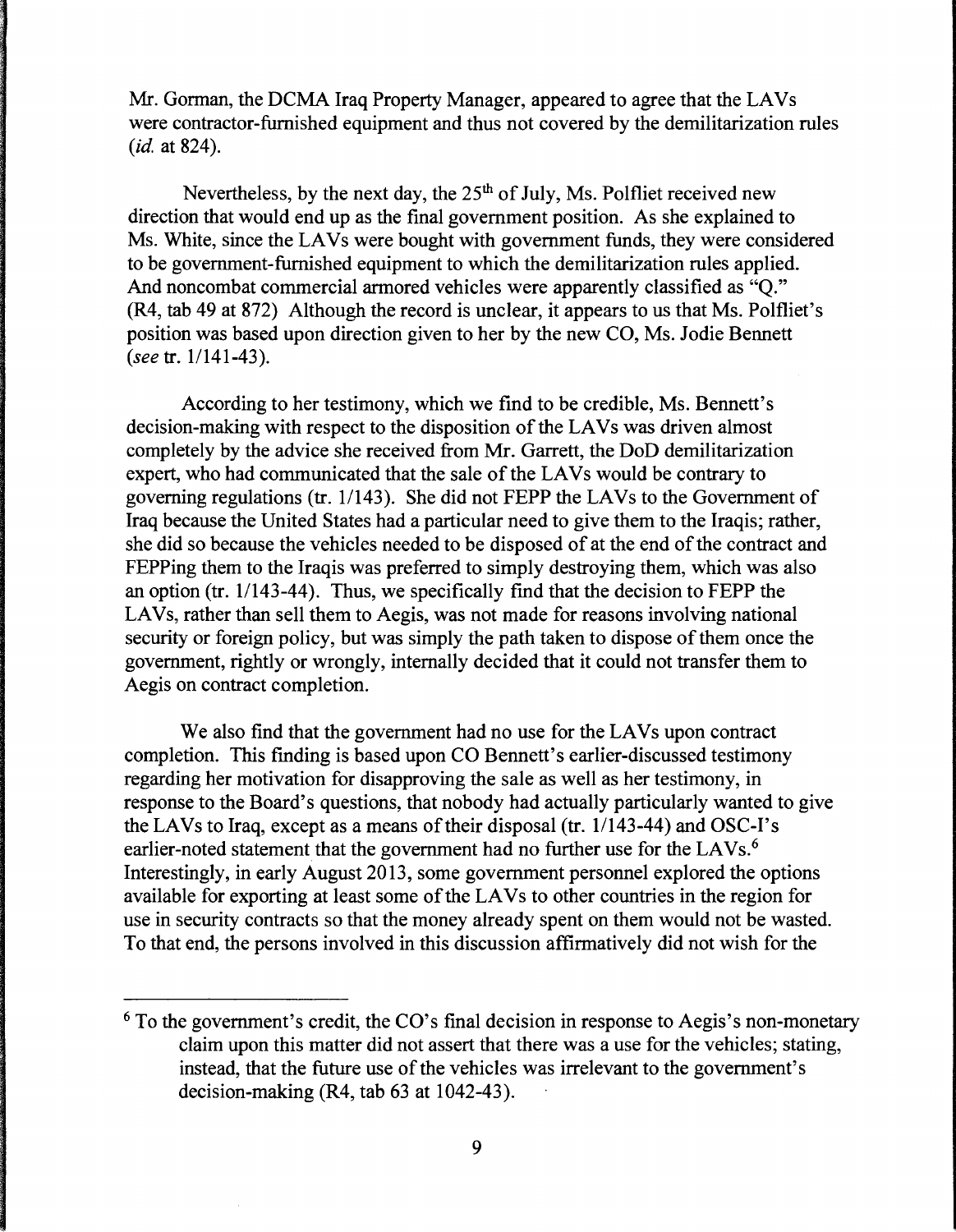Mr. Gorman, the DCMA Iraq Property Manager, appeared to agree that the LAVs were contractor-furnished equipment and thus not covered by the demilitarization rules (*id.* at 824).

Nevertheless, by the next day, the 25th of July, Ms. Polfliet received new direction that would end up as the final government position. As she explained to Ms. White, since the LAVs were bought with government funds, they were considered to be government-furnished equipment to which the demilitarization rules applied. And noncombat commercial armored vehicles were apparently classified as "Q." (R4, tab 49 at 872) Although the record is unclear, it appears to us that Ms. Polfliet's position was based upon direction given to her by the new CO, Ms. Jodie Bennett (*see* tr. 1/141-43).

According to her testimony, which we find to be credible, Ms. Bennett's decision-making with respect to the disposition of the LAVs was driven almost completely by the advice she received from Mr. Garrett, the DoD demilitarization expert, who had communicated that the sale of the LAVs would be contrary to governing regulations (tr. 1/143). She did not FEPP the LAVs to the Government of Iraq because the United States had a particular need to give them to the Iraqis; rather, she did so because the vehicles needed to be disposed of at the end of the contract and FEPPing them to the Iraqis was preferred to simply destroying them, which was also an option (tr. 1/143-44). Thus, we specifically find that the decision to FEPP the LAVs, rather than sell them to Aegis, was not made for reasons involving national security or foreign policy, but was simply the path taken to dispose of them once the government, rightly or wrongly, internally decided that it could not transfer them to Aegis on contract completion.

We also find that the government had no use for the LAVs upon contract completion. This finding is based upon CO Bennett's earlier-discussed testimony regarding her motivation for disapproving the sale as well as her testimony, in response to the Board's questions, that nobody had actually particularly wanted to give the LAVs to Iraq, except as a means of their disposal (tr. 1/143-44) and OSC-I's earlier-noted statement that the government had no further use for the LAVs.[6] Interestingly, in early August 2013, some government personnel explored the options available for exporting at least some of the LAVs to other countries in the region for use in security contracts so that the money already spent on them would not be wasted. To that end, the persons involved in this discussion affirmatively did not wish for the

[6] To the government's credit, the CO's final decision in response to Aegis's non-monetary claim upon this matter did not assert that there was a use for the vehicles; stating, instead, that the future use of the vehicles was irrelevant to the government's decision-making (R4, tab 63 at 1042-43).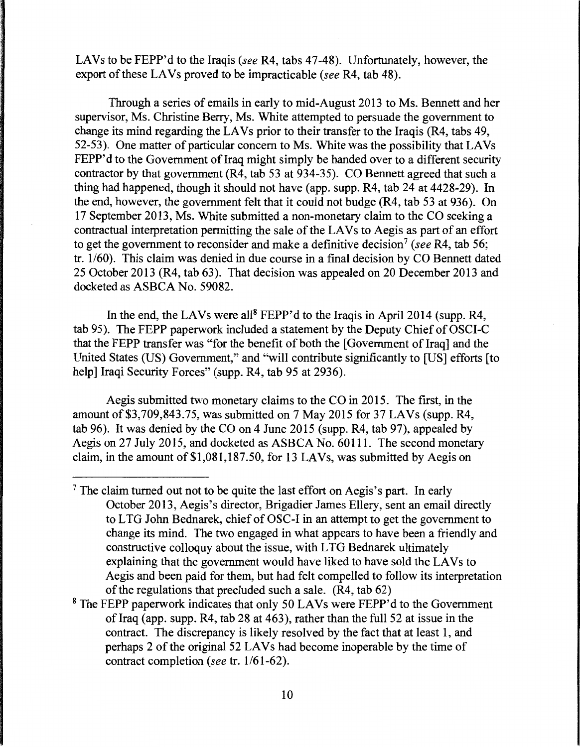LAVs to be FEPP'd to the Iraqis (*see* R4, tabs 47-48). Unfortunately, however, the export of these LAVs proved to be impracticable (*see* R4, tab 48).

Through a series of emails in early to mid-August 2013 to Ms. Bennett and her supervisor, Ms. Christine Berry, Ms. White attempted to persuade the government to change its mind regarding the LAVs prior to their transfer to the Iraqis (R4, tabs 49, 52-53). One matter of particular concern to Ms. White was the possibility that LAVs FEPP'd to the Government of Iraq might simply be handed over to a different security contractor by that government (R4, tab 53 at 934-35). CO Bennett agreed that such a thing had happened, though it should not have (app. supp. R4, tab 24 at 4428-29). In the end, however, the government felt that it could not budge (R4, tab 53 at 936). On 17 September 2013, Ms. White submitted a non-monetary claim to the CO seeking a contractual interpretation permitting the sale of the LAVs to Aegis as part of an effort to get the government to reconsider and make a definitive decision[7] (*see* R4, tab 56; tr. 1/60). This claim was denied in due course in a final decision by CO Bennett dated 25 October 2013 (R4, tab 63). That decision was appealed on 20 December 2013 and docketed as ASBCA No. 59082.

In the end, the LAVs were all[8] FEPP'd to the Iraqis in April 2014 (supp. R4, tab 95). The FEPP paperwork included a statement by the Deputy Chief of OSCI-C that the FEPP transfer was "for the benefit of both the [Government of Iraq] and the United States (US) Government," and "will contribute significantly to [US] efforts [to help] Iraqi Security Forces" (supp. R4, tab 95 at 2936).

Aegis submitted two monetary claims to the CO in 2015. The first, in the amount of $3,709,843.75, was submitted on 7 May 2015 for 37 LAVs (supp. R4, tab 96). It was denied by the CO on 4 June 2015 (supp. R4, tab 97), appealed by Aegis on 27 July 2015, and docketed as ASBCA No. 60111. The second monetary claim, in the amount of $1,081,187.50, for 13 LAVs, was submitted by Aegis on

---

[7] The claim turned out not to be quite the last effort on Aegis's part. In early October 2013, Aegis's director, Brigadier James Ellery, sent an email directly to LTG John Bednarek, chief of OSC-I in an attempt to get the government to change its mind. The two engaged in what appears to have been a friendly and constructive colloquy about the issue, with LTG Bednarek ultimately explaining that the government would have liked to have sold the LAVs to Aegis and been paid for them, but had felt compelled to follow its interpretation of the regulations that precluded such a sale. (R4, tab 62)

[8] The FEPP paperwork indicates that only 50 LAVs were FEPP'd to the Government of Iraq (app. supp. R4, tab 28 at 463), rather than the full 52 at issue in the contract. The discrepancy is likely resolved by the fact that at least 1, and perhaps 2 of the original 52 LAVs had become inoperable by the time of contract completion (*see* tr. 1/61-62).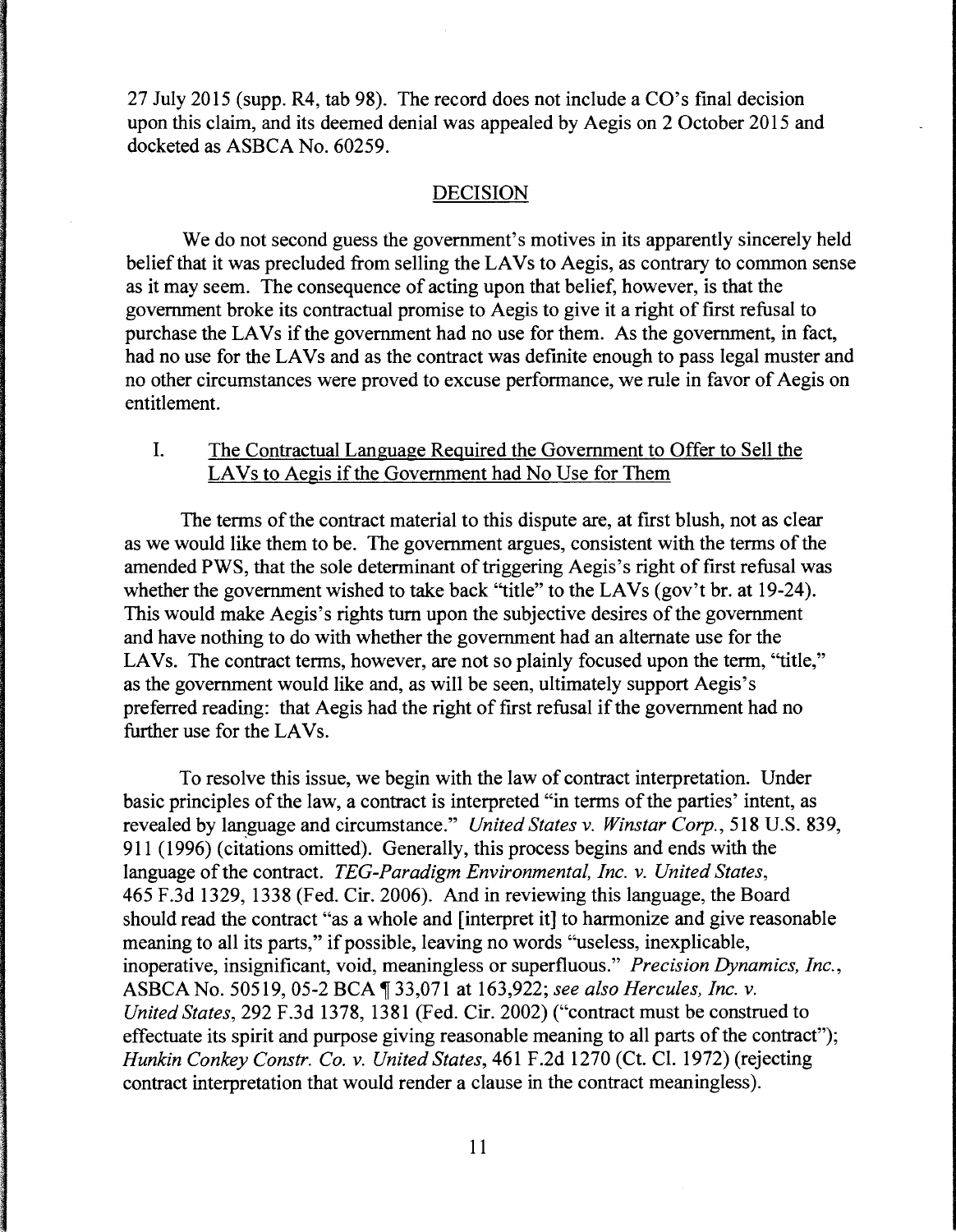27 July 2015 (supp. R4, tab 98). The record does not include a CO's final decision upon this claim, and its deemed denial was appealed by Aegis on 2 October 2015 and docketed as ASBCA No. 60259.

## DECISION

We do not second guess the government's motives in its apparently sincerely held belief that it was precluded from selling the LAVs to Aegis, as contrary to common sense as it may seem. The consequence of acting upon that belief, however, is that the government broke its contractual promise to Aegis to give it a right of first refusal to purchase the LAVs if the government had no use for them. As the government, in fact, had no use for the LAVs and as the contract was definite enough to pass legal muster and no other circumstances were proved to excuse performance, we rule in favor of Aegis on entitlement.

### I. The Contractual Language Required the Government to Offer to Sell the LAVs to Aegis if the Government had No Use for Them

The terms of the contract material to this dispute are, at first blush, not as clear as we would like them to be. The government argues, consistent with the terms of the amended PWS, that the sole determinant of triggering Aegis's right of first refusal was whether the government wished to take back "title" to the LAVs (gov't br. at 19-24). This would make Aegis's rights turn upon the subjective desires of the government and have nothing to do with whether the government had an alternate use for the LAVs. The contract terms, however, are not so plainly focused upon the term, "title," as the government would like and, as will be seen, ultimately support Aegis's preferred reading: that Aegis had the right of first refusal if the government had no further use for the LAVs.

To resolve this issue, we begin with the law of contract interpretation. Under basic principles of the law, a contract is interpreted "in terms of the parties' intent, as revealed by language and circumstance." *United States v. Winstar Corp.*, 518 U.S. 839, 911 (1996) (citations omitted). Generally, this process begins and ends with the language of the contract. *TEG-Paradigm Environmental, Inc. v. United States*, 465 F.3d 1329, 1338 (Fed. Cir. 2006). And in reviewing this language, the Board should read the contract "as a whole and [interpret it] to harmonize and give reasonable meaning to all its parts," if possible, leaving no words "useless, inexplicable, inoperative, insignificant, void, meaningless or superfluous." *Precision Dynamics, Inc.*, ASBCA No. 50519, 05-2 BCA ¶ 33,071 at 163,922; *see also Hercules, Inc. v. United States*, 292 F.3d 1378, 1381 (Fed. Cir. 2002) ("contract must be construed to effectuate its spirit and purpose giving reasonable meaning to all parts of the contract"); *Hunkin Conkey Constr. Co. v. United States*, 461 F.2d 1270 (Ct. Cl. 1972) (rejecting contract interpretation that would render a clause in the contract meaningless).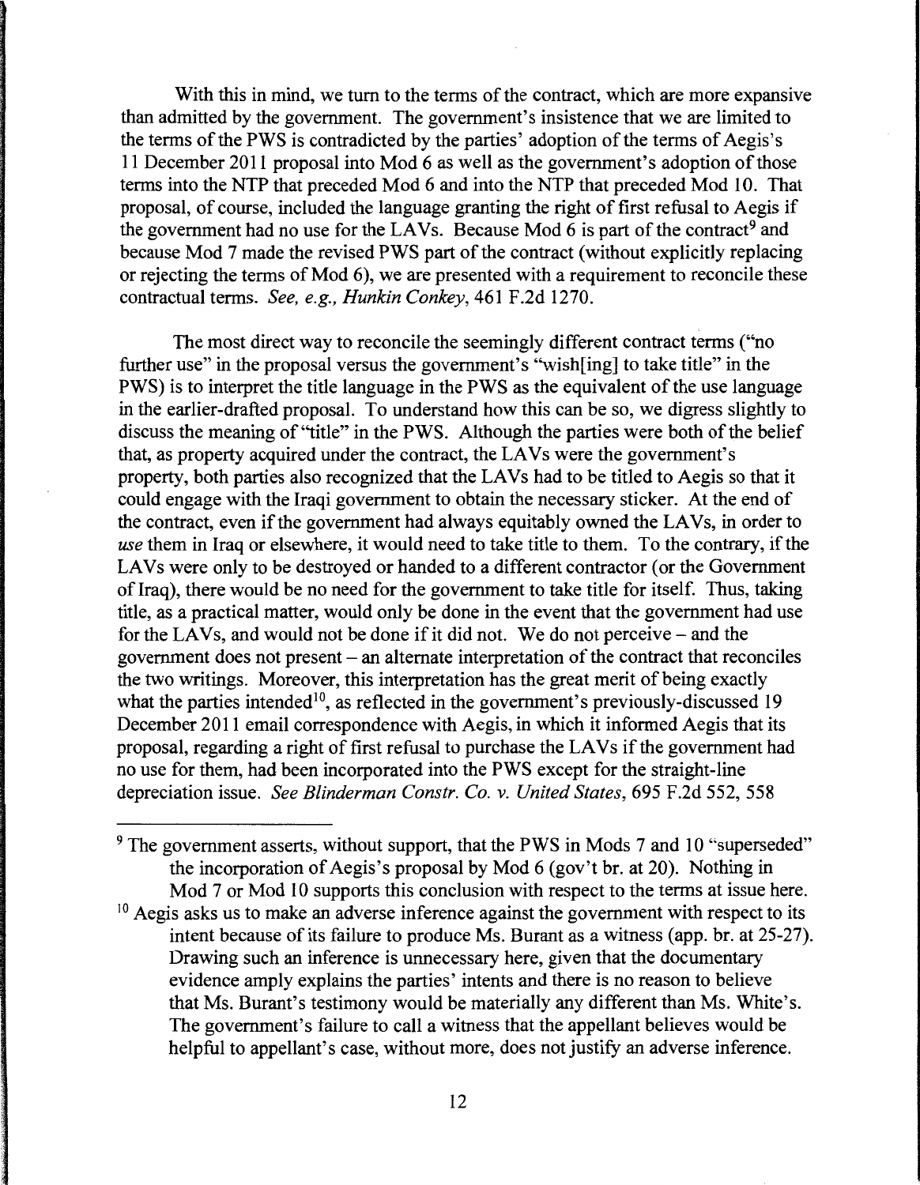With this in mind, we turn to the terms of the contract, which are more expansive than admitted by the government. The government's insistence that we are limited to the terms of the PWS is contradicted by the parties' adoption of the terms of Aegis's 11 December 2011 proposal into Mod 6 as well as the government's adoption of those terms into the NTP that preceded Mod 6 and into the NTP that preceded Mod 10. That proposal, of course, included the language granting the right of first refusal to Aegis if the government had no use for the LAVs. Because Mod 6 is part of the contract[9] and because Mod 7 made the revised PWS part of the contract (without explicitly replacing or rejecting the terms of Mod 6), we are presented with a requirement to reconcile these contractual terms. *See, e.g., Hunkin Conkey*, 461 F.2d 1270.

The most direct way to reconcile the seemingly different contract terms ("no further use" in the proposal versus the government's "wish[ing] to take title" in the PWS) is to interpret the title language in the PWS as the equivalent of the use language in the earlier-drafted proposal. To understand how this can be so, we digress slightly to discuss the meaning of "title" in the PWS. Although the parties were both of the belief that, as property acquired under the contract, the LAVs were the government's property, both parties also recognized that the LAVs had to be titled to Aegis so that it could engage with the Iraqi government to obtain the necessary sticker. At the end of the contract, even if the government had always equitably owned the LAVs, in order to *use* them in Iraq or elsewhere, it would need to take title to them. To the contrary, if the LAVs were only to be destroyed or handed to a different contractor (or the Government of Iraq), there would be no need for the government to take title for itself. Thus, taking title, as a practical matter, would only be done in the event that the government had use for the LAVs, and would not be done if it did not. We do not perceive – and the government does not present – an alternate interpretation of the contract that reconciles the two writings. Moreover, this interpretation has the great merit of being exactly what the parties intended[10], as reflected in the government's previously-discussed 19 December 2011 email correspondence with Aegis, in which it informed Aegis that its proposal, regarding a right of first refusal to purchase the LAVs if the government had no use for them, had been incorporated into the PWS except for the straight-line depreciation issue. *See Blinderman Constr. Co. v. United States*, 695 F.2d 552, 558

---

[9] The government asserts, without support, that the PWS in Mods 7 and 10 "superseded" the incorporation of Aegis's proposal by Mod 6 (gov't br. at 20). Nothing in Mod 7 or Mod 10 supports this conclusion with respect to the terms at issue here.

[10] Aegis asks us to make an adverse inference against the government with respect to its intent because of its failure to produce Ms. Burant as a witness (app. br. at 25-27). Drawing such an inference is unnecessary here, given that the documentary evidence amply explains the parties' intents and there is no reason to believe that Ms. Burant's testimony would be materially any different than Ms. White's. The government's failure to call a witness that the appellant believes would be helpful to appellant's case, without more, does not justify an adverse inference.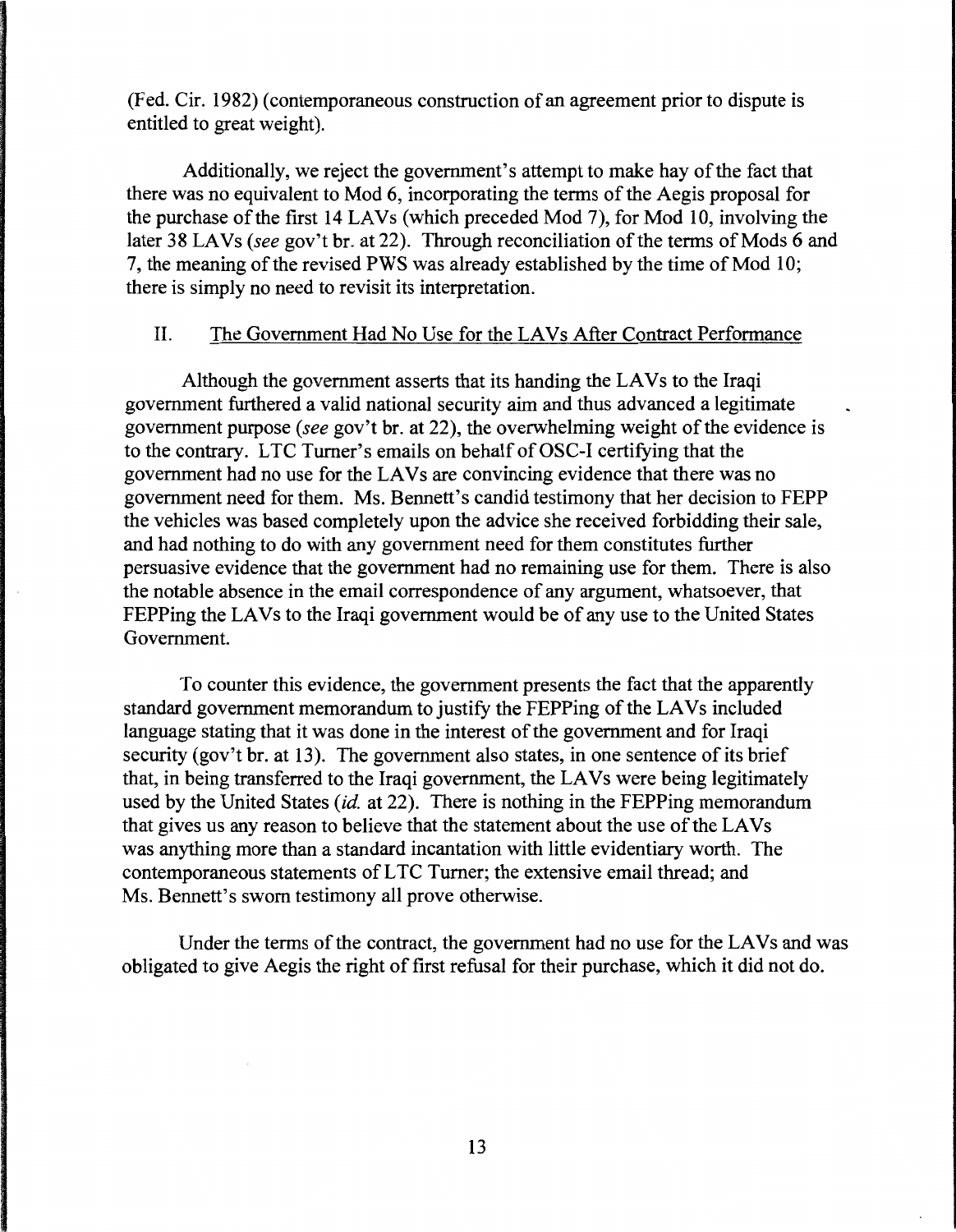(Fed. Cir. 1982) (contemporaneous construction of an agreement prior to dispute is entitled to great weight).

Additionally, we reject the government's attempt to make hay of the fact that there was no equivalent to Mod 6, incorporating the terms of the Aegis proposal for the purchase of the first 14 LAVs (which preceded Mod 7), for Mod 10, involving the later 38 LAVs (*see* gov't br. at 22). Through reconciliation of the terms of Mods 6 and 7, the meaning of the revised PWS was already established by the time of Mod 10; there is simply no need to revisit its interpretation.

## II. The Government Had No Use for the LAVs After Contract Performance

Although the government asserts that its handing the LAVs to the Iraqi government furthered a valid national security aim and thus advanced a legitimate government purpose (*see* gov't br. at 22), the overwhelming weight of the evidence is to the contrary. LTC Turner's emails on behalf of OSC-I certifying that the government had no use for the LAVs are convincing evidence that there was no government need for them. Ms. Bennett's candid testimony that her decision to FEPP the vehicles was based completely upon the advice she received forbidding their sale, and had nothing to do with any government need for them constitutes further persuasive evidence that the government had no remaining use for them. There is also the notable absence in the email correspondence of any argument, whatsoever, that FEPPing the LAVs to the Iraqi government would be of any use to the United States Government.

To counter this evidence, the government presents the fact that the apparently standard government memorandum to justify the FEPPing of the LAVs included language stating that it was done in the interest of the government and for Iraqi security (gov't br. at 13). The government also states, in one sentence of its brief that, in being transferred to the Iraqi government, the LAVs were being legitimately used by the United States (*id.* at 22). There is nothing in the FEPPing memorandum that gives us any reason to believe that the statement about the use of the LAVs was anything more than a standard incantation with little evidentiary worth. The contemporaneous statements of LTC Turner; the extensive email thread; and Ms. Bennett's sworn testimony all prove otherwise.

Under the terms of the contract, the government had no use for the LAVs and was obligated to give Aegis the right of first refusal for their purchase, which it did not do.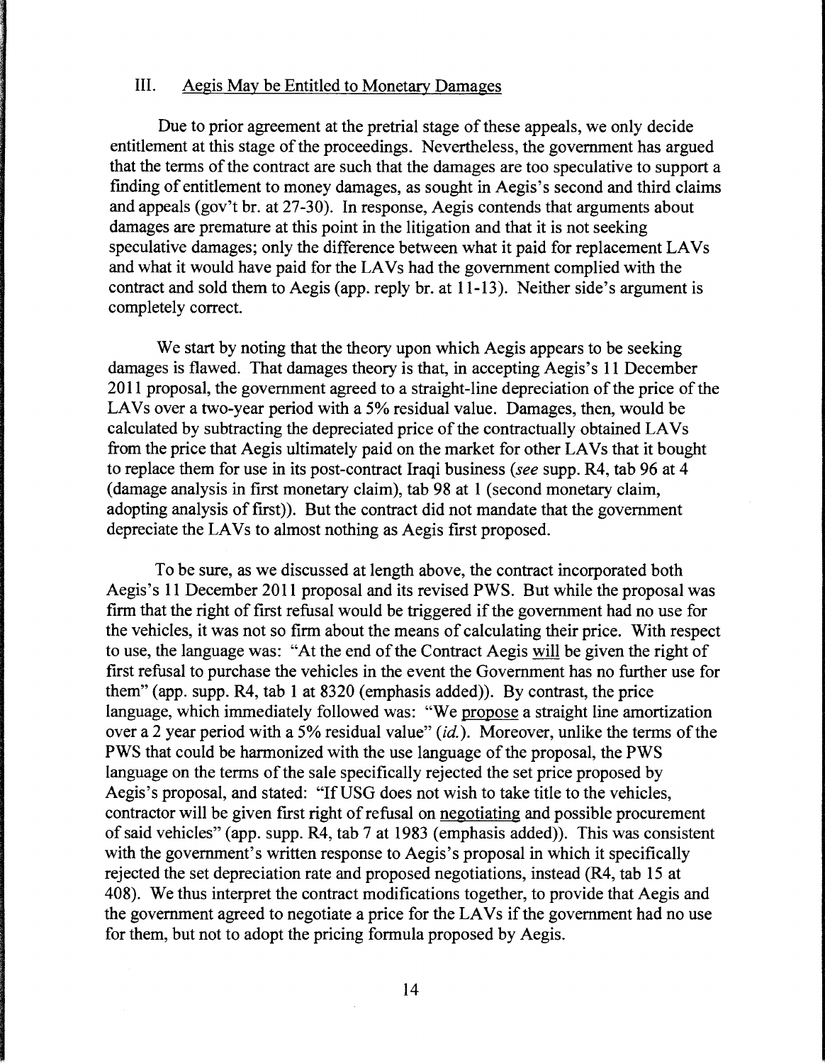### III. Aegis May be Entitled to Monetary Damages

Due to prior agreement at the pretrial stage of these appeals, we only decide entitlement at this stage of the proceedings. Nevertheless, the government has argued that the terms of the contract are such that the damages are too speculative to support a finding of entitlement to money damages, as sought in Aegis's second and third claims and appeals (gov't br. at 27-30). In response, Aegis contends that arguments about damages are premature at this point in the litigation and that it is not seeking speculative damages; only the difference between what it paid for replacement LAVs and what it would have paid for the LAVs had the government complied with the contract and sold them to Aegis (app. reply br. at 11-13). Neither side's argument is completely correct.

We start by noting that the theory upon which Aegis appears to be seeking damages is flawed. That damages theory is that, in accepting Aegis's 11 December 2011 proposal, the government agreed to a straight-line depreciation of the price of the LAVs over a two-year period with a 5% residual value. Damages, then, would be calculated by subtracting the depreciated price of the contractually obtained LAVs from the price that Aegis ultimately paid on the market for other LAVs that it bought to replace them for use in its post-contract Iraqi business (*see* supp. R4, tab 96 at 4 (damage analysis in first monetary claim), tab 98 at 1 (second monetary claim, adopting analysis of first)). But the contract did not mandate that the government depreciate the LAVs to almost nothing as Aegis first proposed.

To be sure, as we discussed at length above, the contract incorporated both Aegis's 11 December 2011 proposal and its revised PWS. But while the proposal was firm that the right of first refusal would be triggered if the government had no use for the vehicles, it was not so firm about the means of calculating their price. With respect to use, the language was: "At the end of the Contract Aegis <u>will</u> be given the right of first refusal to purchase the vehicles in the event the Government has no further use for them" (app. supp. R4, tab 1 at 8320 (emphasis added)). By contrast, the price language, which immediately followed was: "We <u>propose</u> a straight line amortization over a 2 year period with a 5% residual value" (*id.*). Moreover, unlike the terms of the PWS that could be harmonized with the use language of the proposal, the PWS language on the terms of the sale specifically rejected the set price proposed by Aegis's proposal, and stated: "If USG does not wish to take title to the vehicles, contractor will be given first right of refusal on <u>negotiating</u> and possible procurement of said vehicles" (app. supp. R4, tab 7 at 1983 (emphasis added)). This was consistent with the government's written response to Aegis's proposal in which it specifically rejected the set depreciation rate and proposed negotiations, instead (R4, tab 15 at 408). We thus interpret the contract modifications together, to provide that Aegis and the government agreed to negotiate a price for the LAVs if the government had no use for them, but not to adopt the pricing formula proposed by Aegis.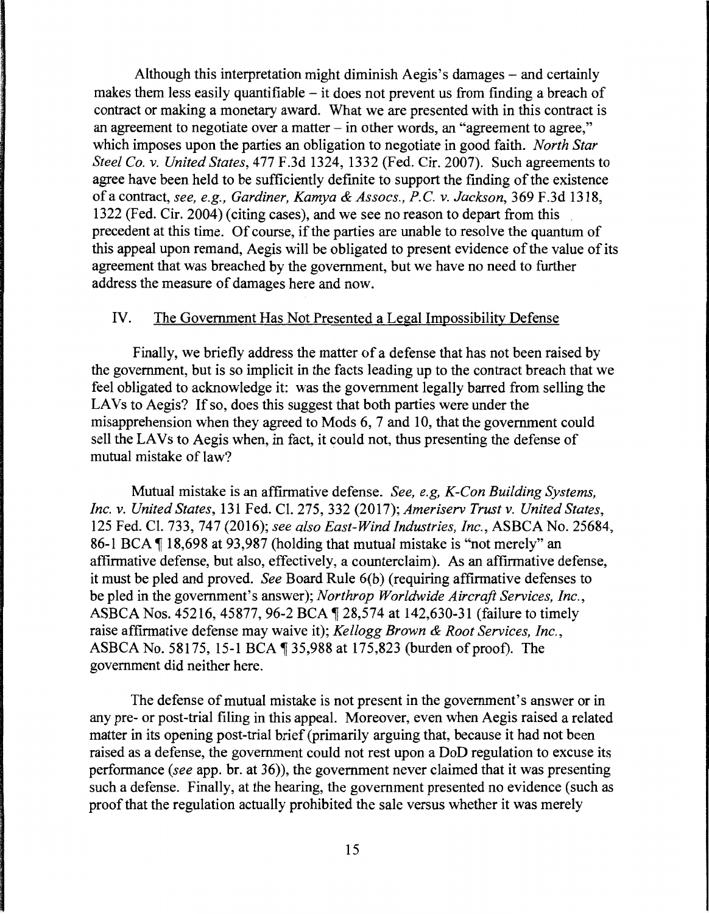Although this interpretation might diminish Aegis's damages – and certainly makes them less easily quantifiable – it does not prevent us from finding a breach of contract or making a monetary award. What we are presented with in this contract is an agreement to negotiate over a matter – in other words, an "agreement to agree," which imposes upon the parties an obligation to negotiate in good faith. *North Star Steel Co. v. United States*, 477 F.3d 1324, 1332 (Fed. Cir. 2007). Such agreements to agree have been held to be sufficiently definite to support the finding of the existence of a contract, *see, e.g., Gardiner, Kamya & Assocs., P.C. v. Jackson*, 369 F.3d 1318, 1322 (Fed. Cir. 2004) (citing cases), and we see no reason to depart from this precedent at this time. Of course, if the parties are unable to resolve the quantum of this appeal upon remand, Aegis will be obligated to present evidence of the value of its agreement that was breached by the government, but we have no need to further address the measure of damages here and now.

## IV. The Government Has Not Presented a Legal Impossibility Defense

Finally, we briefly address the matter of a defense that has not been raised by the government, but is so implicit in the facts leading up to the contract breach that we feel obligated to acknowledge it: was the government legally barred from selling the LAVs to Aegis? If so, does this suggest that both parties were under the misapprehension when they agreed to Mods 6, 7 and 10, that the government could sell the LAVs to Aegis when, in fact, it could not, thus presenting the defense of mutual mistake of law?

Mutual mistake is an affirmative defense. *See, e.g, K-Con Building Systems, Inc. v. United States*, 131 Fed. Cl. 275, 332 (2017); *Ameriserv Trust v. United States*, 125 Fed. Cl. 733, 747 (2016); *see also East-Wind Industries, Inc.*, ASBCA No. 25684, 86-1 BCA ¶ 18,698 at 93,987 (holding that mutual mistake is "not merely" an affirmative defense, but also, effectively, a counterclaim). As an affirmative defense, it must be pled and proved. *See* Board Rule 6(b) (requiring affirmative defenses to be pled in the government's answer); *Northrop Worldwide Aircraft Services, Inc.*, ASBCA Nos. 45216, 45877, 96-2 BCA ¶ 28,574 at 142,630-31 (failure to timely raise affirmative defense may waive it); *Kellogg Brown & Root Services, Inc.*, ASBCA No. 58175, 15-1 BCA ¶ 35,988 at 175,823 (burden of proof). The government did neither here.

The defense of mutual mistake is not present in the government's answer or in any pre- or post-trial filing in this appeal. Moreover, even when Aegis raised a related matter in its opening post-trial brief (primarily arguing that, because it had not been raised as a defense, the government could not rest upon a DoD regulation to excuse its performance (*see* app. br. at 36)), the government never claimed that it was presenting such a defense. Finally, at the hearing, the government presented no evidence (such as proof that the regulation actually prohibited the sale versus whether it was merely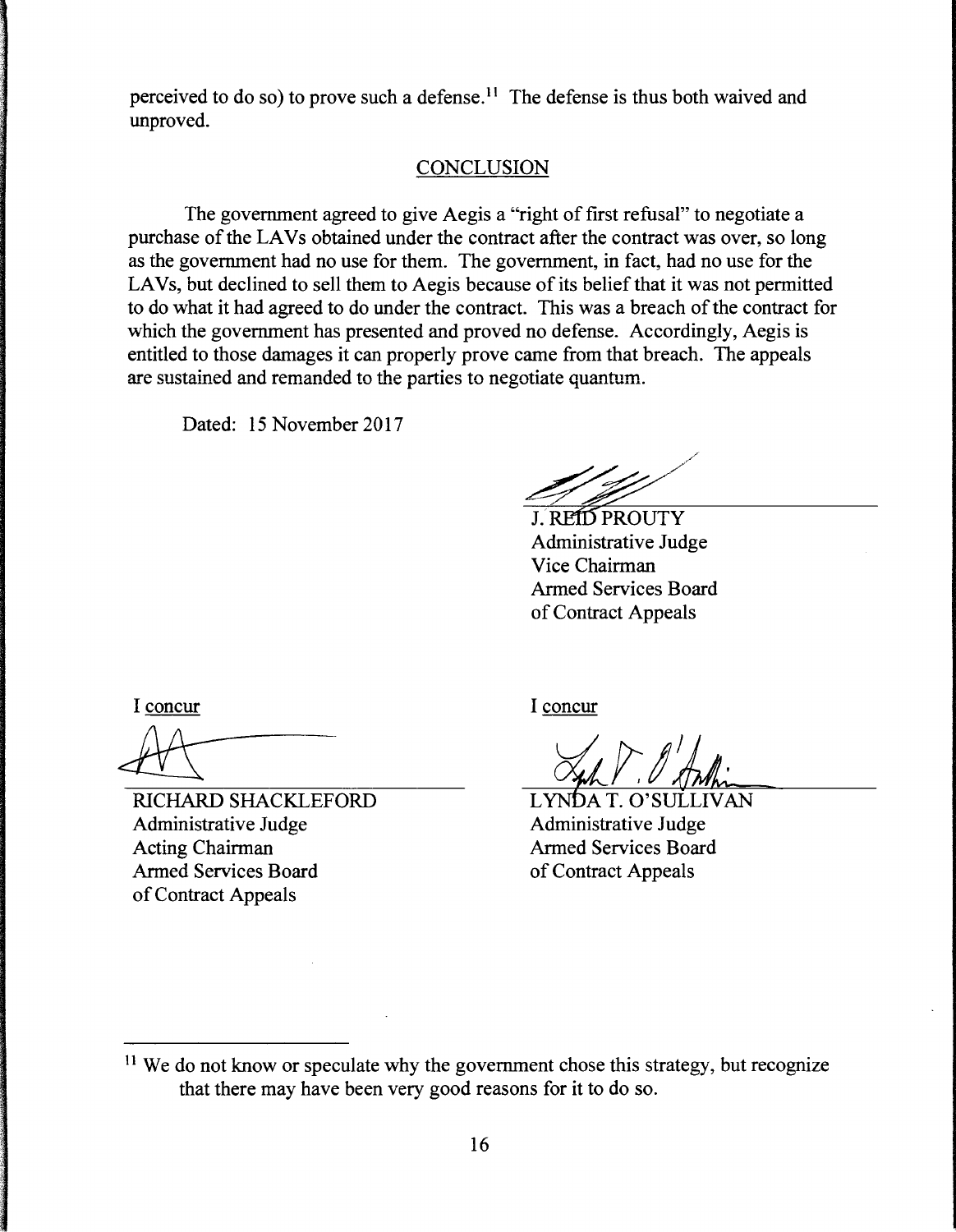perceived to do so) to prove such a defense.[11] The defense is thus both waived and unproved.

## CONCLUSION

The government agreed to give Aegis a "right of first refusal" to negotiate a purchase of the LAVs obtained under the contract after the contract was over, so long as the government had no use for them. The government, in fact, had no use for the LAVs, but declined to sell them to Aegis because of its belief that it was not permitted to do what it had agreed to do under the contract. This was a breach of the contract for which the government has presented and proved no defense. Accordingly, Aegis is entitled to those damages it can properly prove came from that breach. The appeals are sustained and remanded to the parties to negotiate quantum.

Dated: 15 November 2017

J. REID PROUTY
Administrative Judge
Vice Chairman
Armed Services Board
of Contract Appeals

I concur

RICHARD SHACKLEFORD
Administrative Judge
Acting Chairman
Armed Services Board
of Contract Appeals

I concur

LYNDA T. O'SULLIVAN
Administrative Judge
Armed Services Board
of Contract Appeals

[11] We do not know or speculate why the government chose this strategy, but recognize that there may have been very good reasons for it to do so.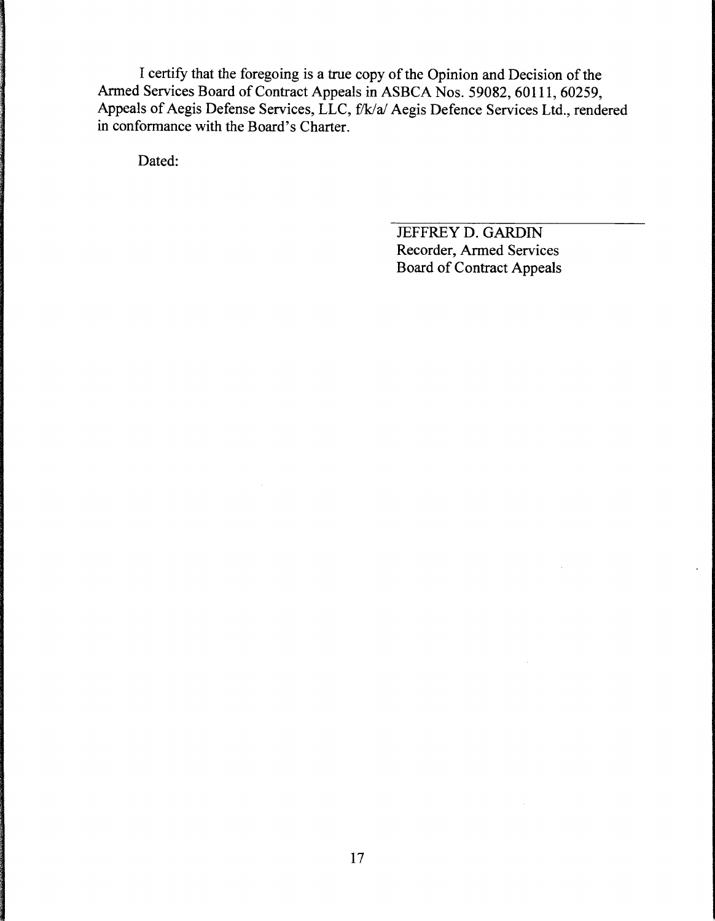I certify that the foregoing is a true copy of the Opinion and Decision of the Armed Services Board of Contract Appeals in ASBCA Nos. 59082, 60111, 60259, Appeals of Aegis Defense Services, LLC, f/k/a/ Aegis Defence Services Ltd., rendered in conformance with the Board's Charter.

Dated:

JEFFREY D. GARDIN
Recorder, Armed Services
Board of Contract Appeals